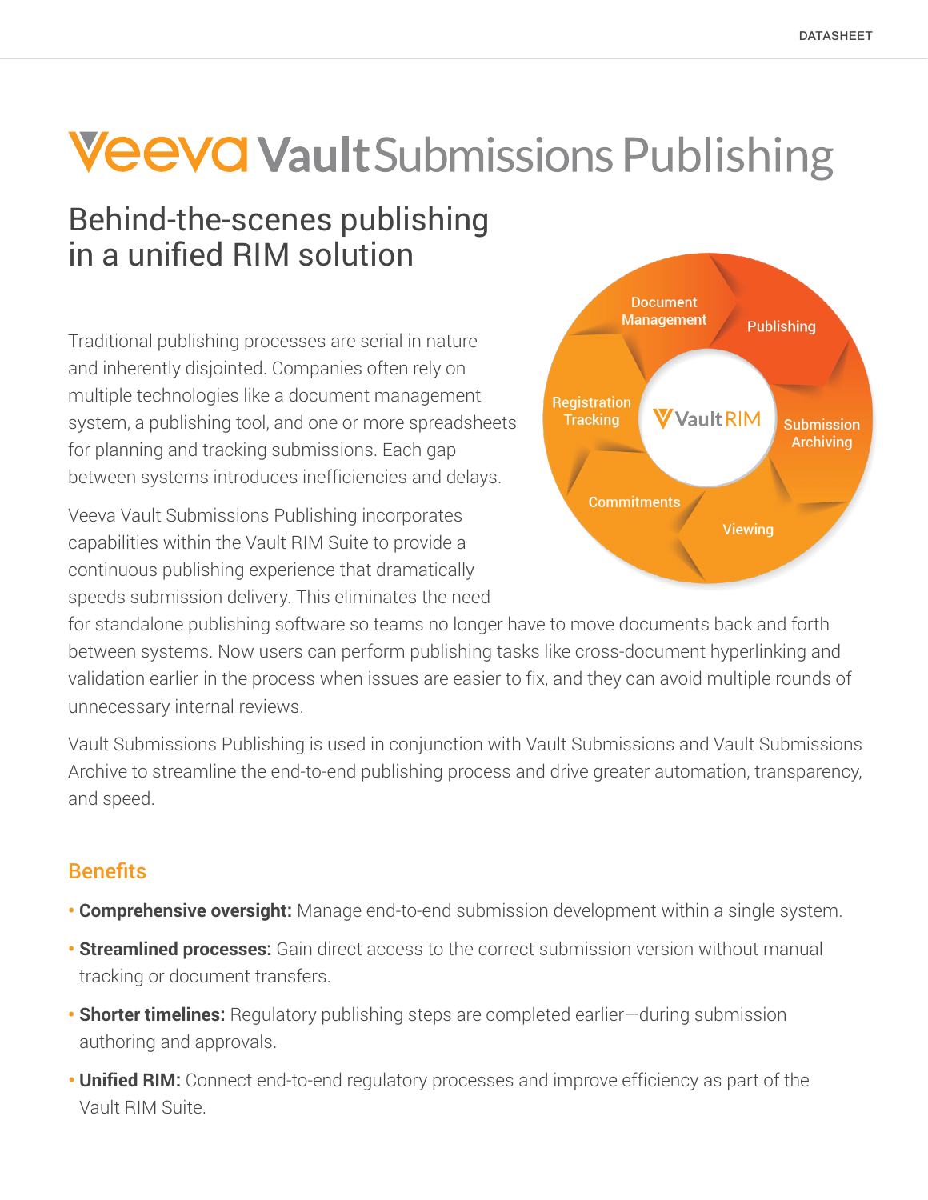# Veeva Vault Submissions Publishing

## Behind-the-scenes publishing in a unified RIM solution

Traditional publishing processes are serial in nature and inherently disjointed. Companies often rely on multiple technologies like a document management system, a publishing tool, and one or more spreadsheets for planning and tracking submissions. Each gap between systems introduces inefficiencies and delays.

Veeva Vault Submissions Publishing incorporates capabilities within the Vault RIM Suite to provide a continuous publishing experience that dramatically speeds submission delivery. This eliminates the need for standalone publishing software so teams no longer have to move documents back and forth between systems. Now users can perform publishing tasks like cross-document hyperlinking and validation earlier in the process when issues are easier to fix, and they can avoid multiple rounds of unnecessary internal reviews.

Vault Submissions Publishing is used in conjunction with Vault Submissions and Vault Submissions Archive to streamline the end-to-end publishing process and drive greater automation, transparency, and speed.

### Benefits

- **Comprehensive oversight:** Manage end-to-end submission development within a single system.
- **Streamlined processes:** Gain direct access to the correct submission version without manual tracking or document transfers.
- **Shorter timelines:** Regulatory publishing steps are completed earlier—during submission authoring and approvals.
- **Unified RIM:** Connect end-to-end regulatory processes and improve efficiency as part of the Vault RIM Suite.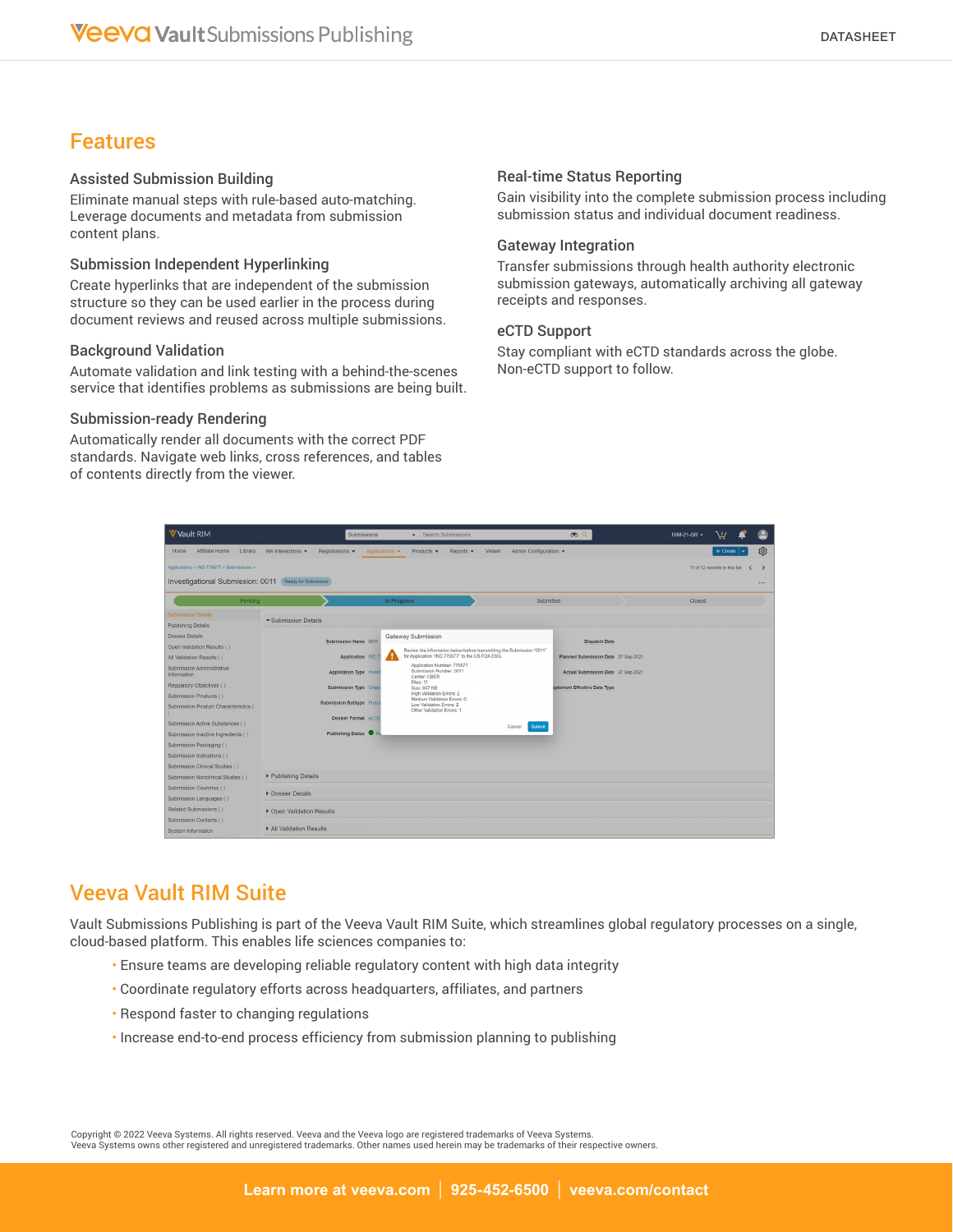## Features

### Assisted Submission Building

Eliminate manual steps with rule-based auto-matching. Leverage documents and metadata from submission content plans.

### Submission Independent Hyperlinking

Create hyperlinks that are independent of the submission structure so they can be used earlier in the process during document reviews and reused across multiple submissions.

### Background Validation

Automate validation and link testing with a behind-the-scenes service that identifies problems as submissions are being built.

### Submission-ready Rendering

Automatically render all documents with the correct PDF standards. Navigate web links, cross references, and tables of contents directly from the viewer.

### Real-time Status Reporting

Gain visibility into the complete submission process including submission status and individual document readiness.

### Gateway Integration

Transfer submissions through health authority electronic submission gateways, automatically archiving all gateway receipts and responses.

### eCTD Support

Stay compliant with eCTD standards across the globe. Non-eCTD support to follow.

## Veeva Vault RIM Suite

Vault Submissions Publishing is part of the Veeva Vault RIM Suite, which streamlines global regulatory processes on a single, cloud-based platform. This enables life sciences companies to:

- Ensure teams are developing reliable regulatory content with high data integrity
- Coordinate regulatory efforts across headquarters, affiliates, and partners
- Respond faster to changing regulations
- Increase end-to-end process efficiency from submission planning to publishing

Copyright © 2022 Veeva Systems. All rights reserved. Veeva and the Veeva logo are registered trademarks of Veeva Systems. Veeva Systems owns other registered and unregistered trademarks. Other names used herein may be trademarks of their respective owners.

**Learn more at veeva.com | 925-452-6500 | veeva.com/contact**